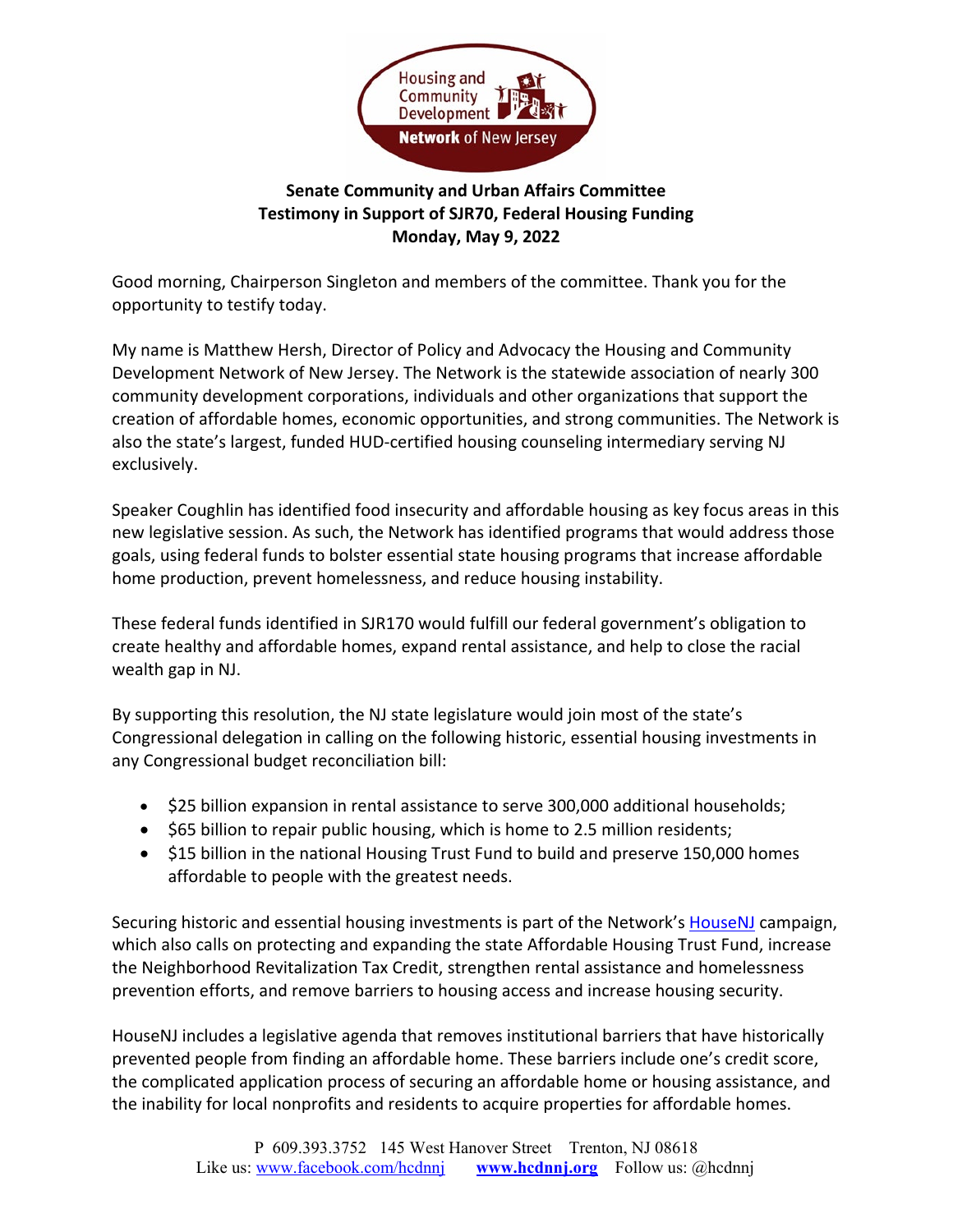**Senate Community and Urban Affairs Committee**
**Testimony in Support of SJR70, Federal Housing Funding**
**Monday, May 9, 2022**

Good morning, Chairperson Singleton and members of the committee. Thank you for the opportunity to testify today.

My name is Matthew Hersh, Director of Policy and Advocacy the Housing and Community Development Network of New Jersey. The Network is the statewide association of nearly 300 community development corporations, individuals and other organizations that support the creation of affordable homes, economic opportunities, and strong communities. The Network is also the state's largest, funded HUD-certified housing counseling intermediary serving NJ exclusively.

Speaker Coughlin has identified food insecurity and affordable housing as key focus areas in this new legislative session. As such, the Network has identified programs that would address those goals, using federal funds to bolster essential state housing programs that increase affordable home production, prevent homelessness, and reduce housing instability.

These federal funds identified in SJR170 would fulfill our federal government's obligation to create healthy and affordable homes, expand rental assistance, and help to close the racial wealth gap in NJ.

By supporting this resolution, the NJ state legislature would join most of the state's Congressional delegation in calling on the following historic, essential housing investments in any Congressional budget reconciliation bill:

- $25 billion expansion in rental assistance to serve 300,000 additional households;
- $65 billion to repair public housing, which is home to 2.5 million residents;
- $15 billion in the national Housing Trust Fund to build and preserve 150,000 homes affordable to people with the greatest needs.

Securing historic and essential housing investments is part of the Network's HouseNJ campaign, which also calls on protecting and expanding the state Affordable Housing Trust Fund, increase the Neighborhood Revitalization Tax Credit, strengthen rental assistance and homelessness prevention efforts, and remove barriers to housing access and increase housing security.

HouseNJ includes a legislative agenda that removes institutional barriers that have historically prevented people from finding an affordable home. These barriers include one's credit score, the complicated application process of securing an affordable home or housing assistance, and the inability for local nonprofits and residents to acquire properties for affordable homes.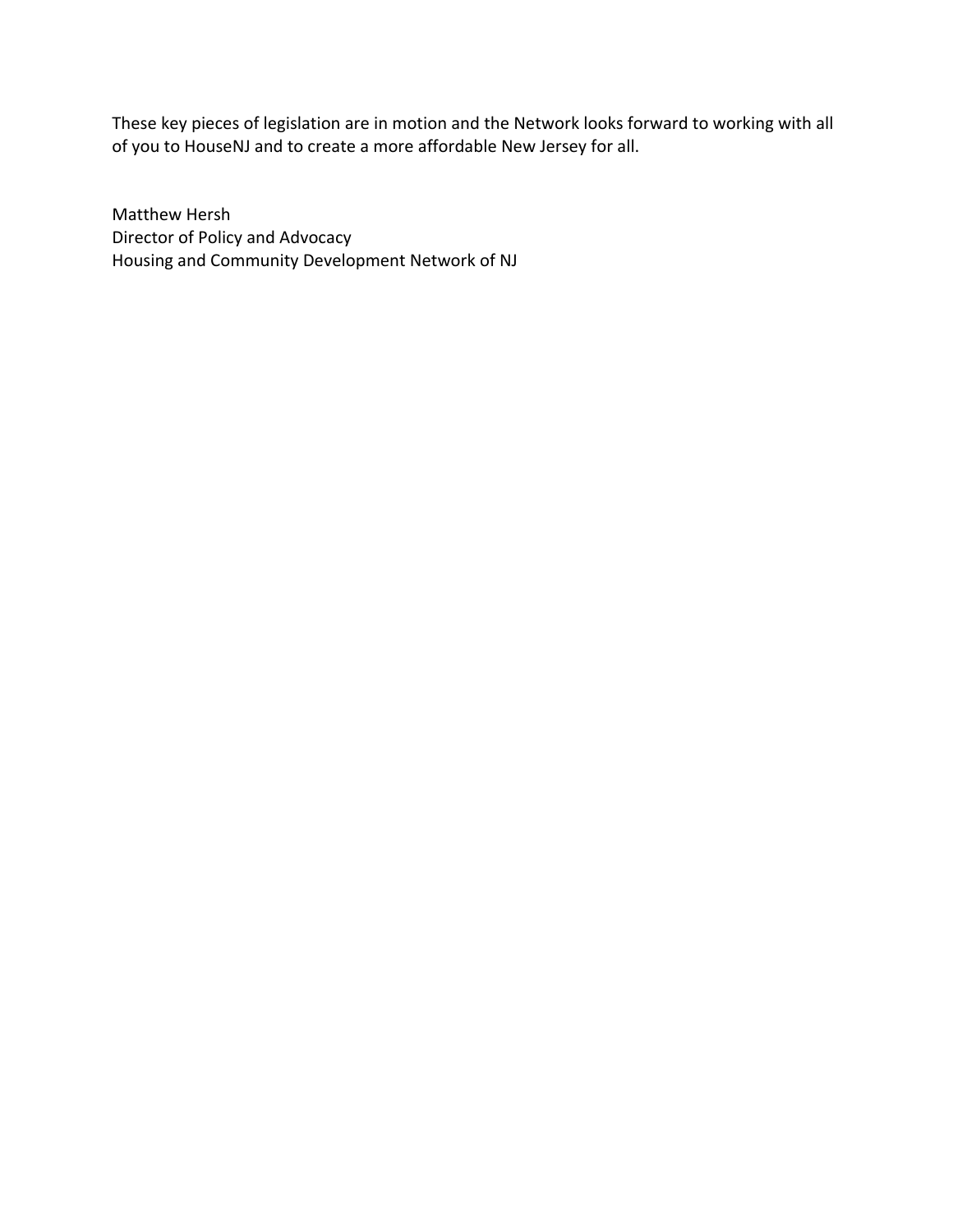These key pieces of legislation are in motion and the Network looks forward to working with all of you to HouseNJ and to create a more affordable New Jersey for all.

Matthew Hersh
Director of Policy and Advocacy
Housing and Community Development Network of NJ